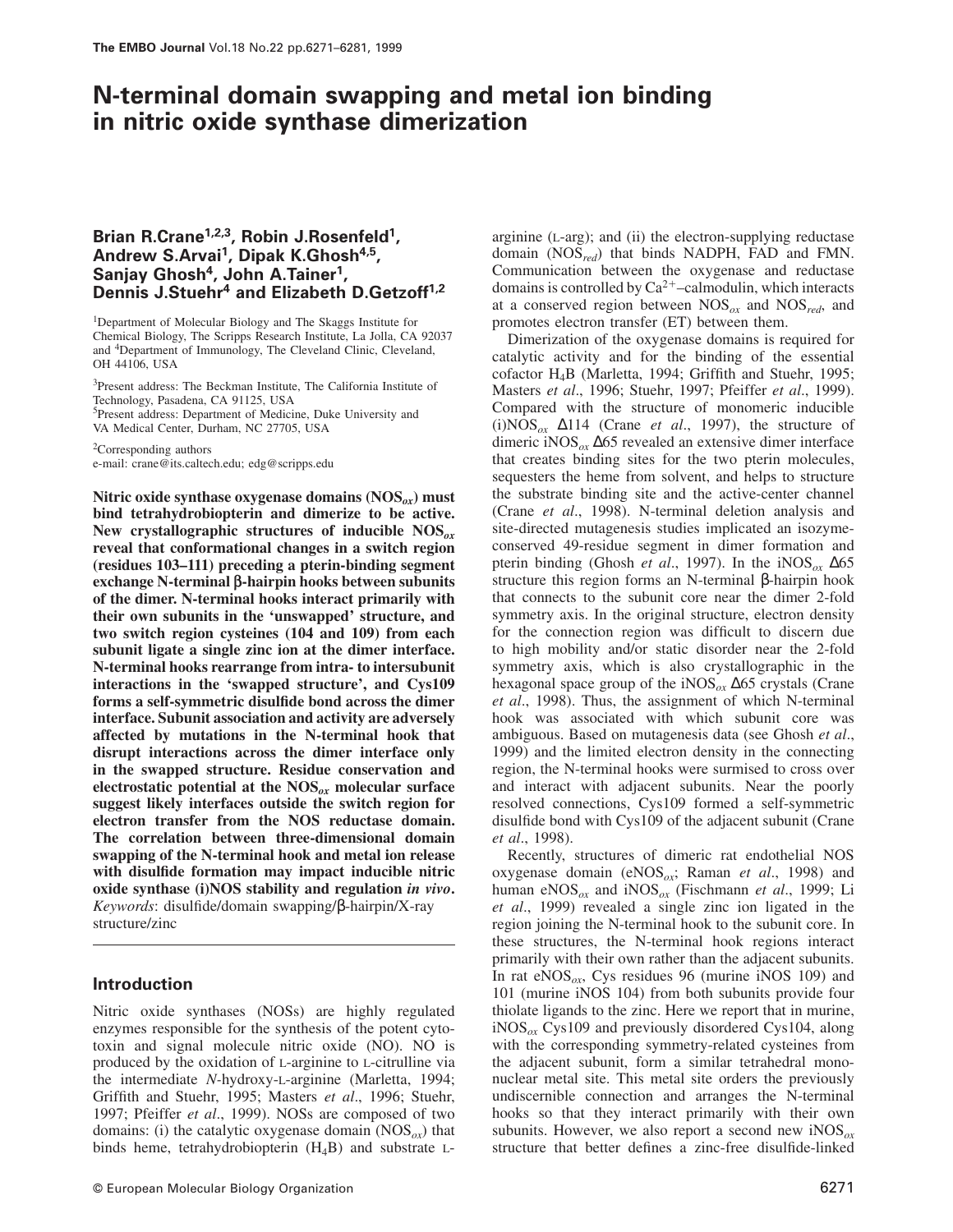# N-terminal domain swapping and metal ion binding in nitric oxide synthase dimerization

**Brian R.Crane[1,2,3], Robin J.Rosenfeld[1], Andrew S.Arvai[1], Dipak K.Ghosh[4,5], Sanjay Ghosh[4], John A.Tainer[1], Dennis J.Stuehr[4] and Elizabeth D.Getzoff[1,2]**

[1]Department of Molecular Biology and The Skaggs Institute for Chemical Biology, The Scripps Research Institute, La Jolla, CA 92037 and [4]Department of Immunology, The Cleveland Clinic, Cleveland, OH 44106, USA

[3]Present address: The Beckman Institute, The California Institute of Technology, Pasadena, CA 91125, USA
[5]Present address: Department of Medicine, Duke University and VA Medical Center, Durham, NC 27705, USA

[2]Corresponding authors
e-mail: crane@its.caltech.edu; edg@scripps.edu

**Nitric oxide synthase oxygenase domains ($NOS_{ox}$) must bind tetrahydrobiopterin and dimerize to be active. New crystallographic structures of inducible $NOS_{ox}$ reveal that conformational changes in a switch region (residues 103–111) preceding a pterin-binding segment exchange N-terminal β-hairpin hooks between subunits of the dimer. N-terminal hooks interact primarily with their own subunits in the 'unswapped' structure, and two switch region cysteines (104 and 109) from each subunit ligate a single zinc ion at the dimer interface. N-terminal hooks rearrange from intra- to intersubunit interactions in the 'swapped structure', and Cys109 forms a self-symmetric disulfide bond across the dimer interface. Subunit association and activity are adversely affected by mutations in the N-terminal hook that disrupt interactions across the dimer interface only in the swapped structure. Residue conservation and electrostatic potential at the $NOS_{ox}$ molecular surface suggest likely interfaces outside the switch region for electron transfer from the NOS reductase domain. The correlation between three-dimensional domain swapping of the N-terminal hook and metal ion release with disulfide formation may impact inducible nitric oxide synthase (i)NOS stability and regulation *in vivo*.**

*Keywords*: disulfide/domain swapping/β-hairpin/X-ray structure/zinc

## Introduction

Nitric oxide synthases (NOSs) are highly regulated enzymes responsible for the synthesis of the potent cytotoxin and signal molecule nitric oxide (NO). NO is produced by the oxidation of L-arginine to L-citrulline via the intermediate *N*-hydroxy-L-arginine (Marletta, 1994; Griffith and Stuehr, 1995; Masters *et al*., 1996; Stuehr, 1997; Pfeiffer *et al*., 1999). NOSs are composed of two domains: (i) the catalytic oxygenase domain ($NOS_{ox}$) that binds heme, tetrahydrobiopterin ($H_4B$) and substrate L-arginine (L-arg); and (ii) the electron-supplying reductase domain ($NOS_{red}$) that binds NADPH, FAD and FMN. Communication between the oxygenase and reductase domains is controlled by $Ca^{2+}$–calmodulin, which interacts at a conserved region between $NOS_{ox}$ and $NOS_{red}$, and promotes electron transfer (ET) between them.

Dimerization of the oxygenase domains is required for catalytic activity and for the binding of the essential cofactor $H_4B$ (Marletta, 1994; Griffith and Stuehr, 1995; Masters *et al*., 1996; Stuehr, 1997; Pfeiffer *et al*., 1999). Compared with the structure of monomeric inducible (i)$NOS_{ox}$ Δ114 (Crane *et al*., 1997), the structure of dimeric i$NOS_{ox}$ Δ65 revealed an extensive dimer interface that creates binding sites for the two pterin molecules, sequesters the heme from solvent, and helps to structure the substrate binding site and the active-center channel (Crane *et al*., 1998). N-terminal deletion analysis and site-directed mutagenesis studies implicated an isozyme-conserved 49-residue segment in dimer formation and pterin binding (Ghosh *et al*., 1997). In the i$NOS_{ox}$ Δ65 structure this region forms an N-terminal β-hairpin hook that connects to the subunit core near the dimer 2-fold symmetry axis. In the original structure, electron density for the connection region was difficult to discern due to high mobility and/or static disorder near the 2-fold symmetry axis, which is also crystallographic in the hexagonal space group of the i$NOS_{ox}$ Δ65 crystals (Crane *et al*., 1998). Thus, the assignment of which N-terminal hook was associated with which subunit core was ambiguous. Based on mutagenesis data (see Ghosh *et al*., 1999) and the limited electron density in the connecting region, the N-terminal hooks were surmised to cross over and interact with adjacent subunits. Near the poorly resolved connections, Cys109 formed a self-symmetric disulfide bond with Cys109 of the adjacent subunit (Crane *et al*., 1998).

Recently, structures of dimeric rat endothelial NOS oxygenase domain (e$NOS_{ox}$; Raman *et al*., 1998) and human e$NOS_{ox}$ and i$NOS_{ox}$ (Fischmann *et al*., 1999; Li *et al*., 1999) revealed a single zinc ion ligated in the region joining the N-terminal hook to the subunit core. In these structures, the N-terminal hook regions interact primarily with their own rather than the adjacent subunits. In rat e$NOS_{ox}$, Cys residues 96 (murine iNOS 109) and 101 (murine iNOS 104) from both subunits provide four thiolate ligands to the zinc. Here we report that in murine, i$NOS_{ox}$ Cys109 and previously disordered Cys104, along with the corresponding symmetry-related cysteines from the adjacent subunit, form a similar tetrahedral mononuclear metal site. This metal site orders the previously undiscernible connection and arranges the N-terminal hooks so that they interact primarily with their own subunits. However, we also report a second new i$NOS_{ox}$ structure that better defines a zinc-free disulfide-linked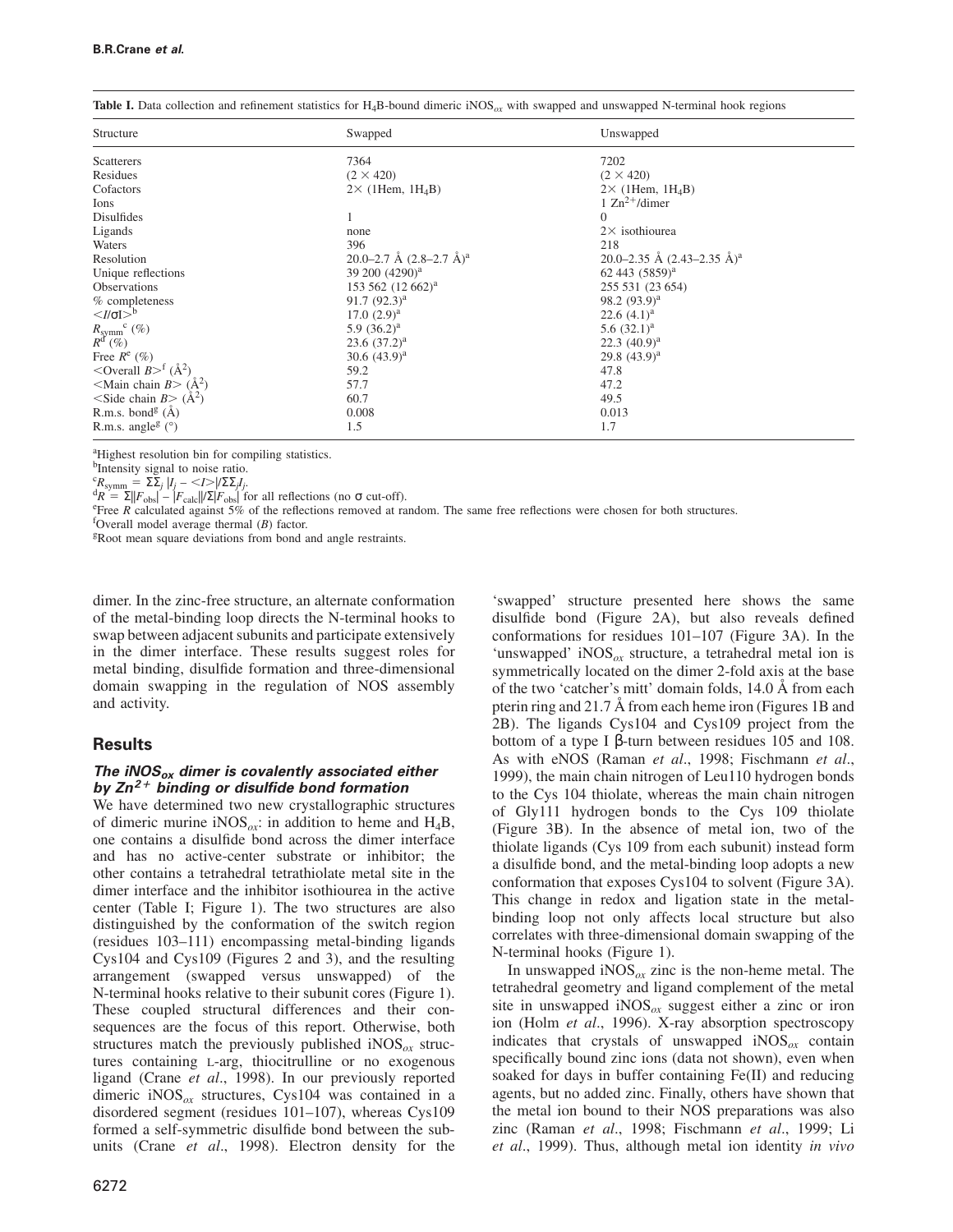**Table I.** Data collection and refinement statistics for $H_4B$-bound dimeric $iNOS_{ox}$ with swapped and unswapped N-terminal hook regions

| Structure | Swapped | Unswapped |
| --- | --- | --- |
| Scatterers | 7364 | 7202 |
| Residues | (2 × 420) | (2 × 420) |
| Cofactors | 2× (1Hem, $1H_4B$) | 2× (1Hem, $1H_4B$) |
| Ions | | 1 $Zn^{2+}$/dimer |
| Disulfides | 1 | 0 |
| Ligands | none | 2× isothiourea |
| Waters | 396 | 218 |
| Resolution | 20.0–2.7 Å (2.8–2.7 Å)[a] | 20.0–2.35 Å (2.43–2.35 Å)[a] |
| Unique reflections | 39 200 (4290)[a] | 62 443 (5859)[a] |
| Observations | 153 562 (12 662)[a] | 255 531 (23 654) |
| % completeness | 91.7 (92.3)[a] | 98.2 (93.9)[a] |
| $<I/\sigma I>$[b] | 17.0 (2.9)[a] | 22.6 (4.1)[a] |
| $R_{symm}$[c] (%) | 5.9 (36.2)[a] | 5.6 (32.1)[a] |
| $R$[d] (%) | 23.6 (37.2)[a] | 22.3 (40.9)[a] |
| Free $R$[e] (%) | 30.6 (43.9)[a] | 29.8 (43.9)[a] |
| <Overall $B$>[f] (Å$^2$) | 59.2 | 47.8 |
| <Main chain $B$> (Å$^2$) | 57.7 | 47.2 |
| <Side chain $B$> (Å$^2$) | 60.7 | 49.5 |
| R.m.s. bond[g] (Å) | 0.008 | 0.013 |
| R.m.s. angle[g] (°) | 1.5 | 1.7 |

[a]Highest resolution bin for compiling statistics.
[b]Intensity signal to noise ratio.
[c]$R_{symm} = \Sigma\Sigma_j |I_j - <I>|/\Sigma\Sigma_j I_j$.
[d]$R = \Sigma||F_{obs}| - |F_{calc}||/\Sigma|F_{obs}|$ for all reflections (no σ cut-off).
[e]Free $R$ calculated against 5% of the reflections removed at random. The same free reflections were chosen for both structures.
[f]Overall model average thermal ($B$) factor.
[g]Root mean square deviations from bond and angle restraints.

dimer. In the zinc-free structure, an alternate conformation of the metal-binding loop directs the N-terminal hooks to swap between adjacent subunits and participate extensively in the dimer interface. These results suggest roles for metal binding, disulfide formation and three-dimensional domain swapping in the regulation of NOS assembly and activity.

## Results

### *The $iNOS_{ox}$ dimer is covalently associated either by $Zn^{2+}$ binding or disulfide bond formation*

We have determined two new crystallographic structures of dimeric murine $iNOS_{ox}$: in addition to heme and $H_4B$, one contains a disulfide bond across the dimer interface and has no active-center substrate or inhibitor; the other contains a tetrahedral tetrathiolate metal site in the dimer interface and the inhibitor isothiourea in the active center (Table I; Figure 1). The two structures are also distinguished by the conformation of the switch region (residues 103–111) encompassing metal-binding ligands Cys104 and Cys109 (Figures 2 and 3), and the resulting arrangement (swapped versus unswapped) of the N-terminal hooks relative to their subunit cores (Figure 1). These coupled structural differences and their consequences are the focus of this report. Otherwise, both structures match the previously published $iNOS_{ox}$ structures containing L-arg, thiocitrulline or no exogenous ligand (Crane *et al*., 1998). In our previously reported dimeric $iNOS_{ox}$ structures, Cys104 was contained in a disordered segment (residues 101–107), whereas Cys109 formed a self-symmetric disulfide bond between the subunits (Crane *et al*., 1998). Electron density for the 'swapped' structure presented here shows the same disulfide bond (Figure 2A), but also reveals defined conformations for residues 101–107 (Figure 3A). In the 'unswapped' $iNOS_{ox}$ structure, a tetrahedral metal ion is symmetrically located on the dimer 2-fold axis at the base of the two 'catcher's mitt' domain folds, 14.0 Å from each pterin ring and 21.7 Å from each heme iron (Figures 1B and 2B). The ligands Cys104 and Cys109 project from the bottom of a type I β-turn between residues 105 and 108. As with eNOS (Raman *et al*., 1998; Fischmann *et al*., 1999), the main chain nitrogen of Leu110 hydrogen bonds to the Cys 104 thiolate, whereas the main chain nitrogen of Gly111 hydrogen bonds to the Cys 109 thiolate (Figure 3B). In the absence of metal ion, two of the thiolate ligands (Cys 109 from each subunit) instead form a disulfide bond, and the metal-binding loop adopts a new conformation that exposes Cys104 to solvent (Figure 3A). This change in redox and ligation state in the metal-binding loop not only affects local structure but also correlates with three-dimensional domain swapping of the N-terminal hooks (Figure 1).

In unswapped $iNOS_{ox}$ zinc is the non-heme metal. The tetrahedral geometry and ligand complement of the metal site in unswapped $iNOS_{ox}$ suggest either a zinc or iron ion (Holm *et al*., 1996). X-ray absorption spectroscopy indicates that crystals of unswapped $iNOS_{ox}$ contain specifically bound zinc ions (data not shown), even when soaked for days in buffer containing Fe(II) and reducing agents, but no added zinc. Finally, others have shown that the metal ion bound to their NOS preparations was also zinc (Raman *et al*., 1998; Fischmann *et al*., 1999; Li *et al*., 1999). Thus, although metal ion identity *in vivo*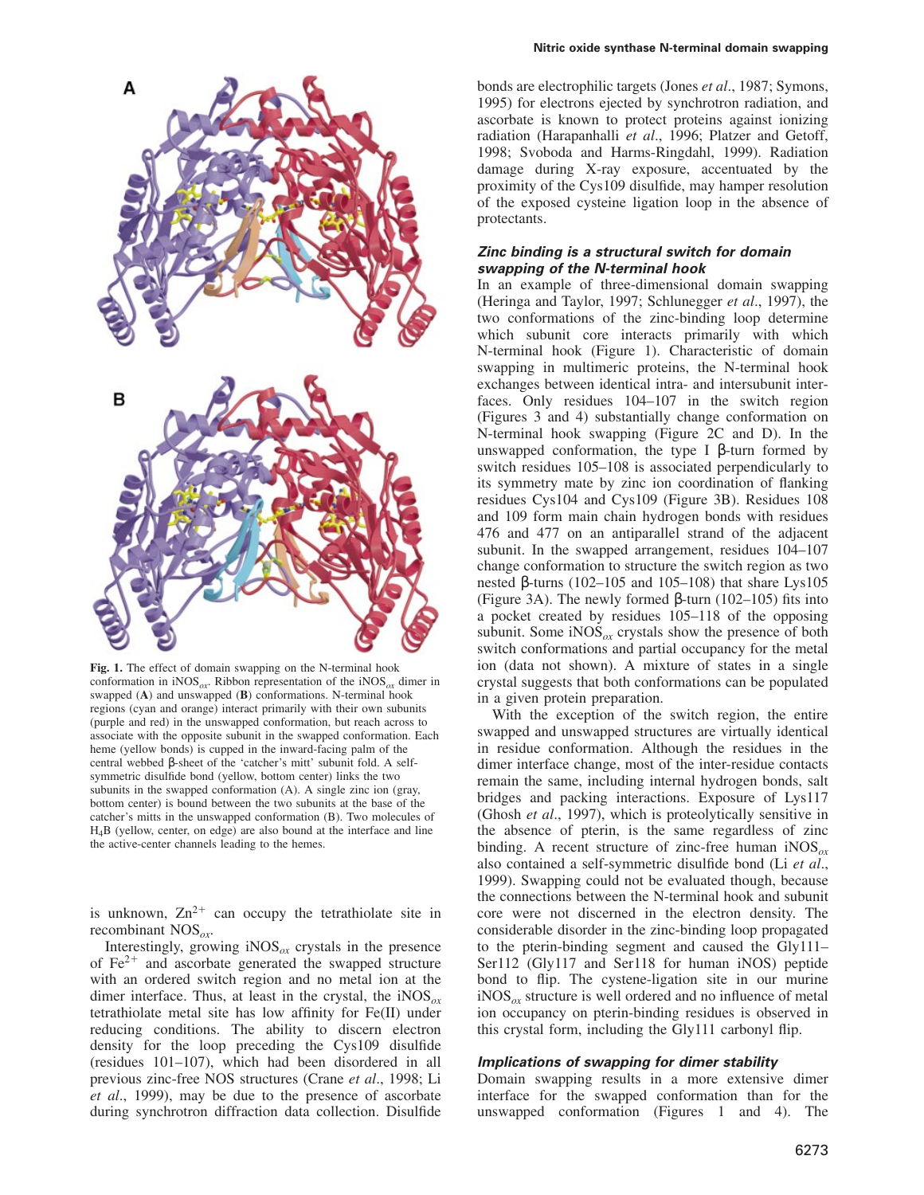Fig. 1. The effect of domain swapping on the N-terminal hook conformation in $iNOS_{ox}$. Ribbon representation of the $iNOS_{ox}$ dimer in swapped (**A**) and unswapped (**B**) conformations. N-terminal hook regions (cyan and orange) interact primarily with their own subunits (purple and red) in the unswapped conformation, but reach across to associate with the opposite subunit in the swapped conformation. Each heme (yellow bonds) is cupped in the inward-facing palm of the central webbed β-sheet of the 'catcher's mitt' subunit fold. A self-symmetric disulfide bond (yellow, bottom center) links the two subunits in the swapped conformation (A). A single zinc ion (gray, bottom center) is bound between the two subunits at the base of the catcher's mitts in the unswapped conformation (B). Two molecules of $H_4B$ (yellow, center, on edge) are also bound at the interface and line the active-center channels leading to the hemes.

is unknown, $Zn^{2+}$ can occupy the tetrathiolate site in recombinant $NOS_{ox}$.

Interestingly, growing $iNOS_{ox}$ crystals in the presence of $Fe^{2+}$ and ascorbate generated the swapped structure with an ordered switch region and no metal ion at the dimer interface. Thus, at least in the crystal, the $iNOS_{ox}$ tetrathiolate metal site has low affinity for Fe(II) under reducing conditions. The ability to discern electron density for the loop preceding the Cys109 disulfide (residues 101–107), which had been disordered in all previous zinc-free NOS structures (Crane *et al*., 1998; Li *et al*., 1999), may be due to the presence of ascorbate during synchrotron diffraction data collection. Disulfide bonds are electrophilic targets (Jones *et al*., 1987; Symons, 1995) for electrons ejected by synchrotron radiation, and ascorbate is known to protect proteins against ionizing radiation (Harapanhalli *et al*., 1996; Platzer and Getoff, 1998; Svoboda and Harms-Ringdahl, 1999). Radiation damage during X-ray exposure, accentuated by the proximity of the Cys109 disulfide, may hamper resolution of the exposed cysteine ligation loop in the absence of protectants.

### *Zinc binding is a structural switch for domain swapping of the N-terminal hook*

In an example of three-dimensional domain swapping (Heringa and Taylor, 1997; Schlunegger *et al*., 1997), the two conformations of the zinc-binding loop determine which subunit core interacts primarily with which N-terminal hook (Figure 1). Characteristic of domain swapping in multimeric proteins, the N-terminal hook exchanges between identical intra- and intersubunit interfaces. Only residues 104–107 in the switch region (Figures 3 and 4) substantially change conformation on N-terminal hook swapping (Figure 2C and D). In the unswapped conformation, the type I β-turn formed by switch residues 105–108 is associated perpendicularly to its symmetry mate by zinc ion coordination of flanking residues Cys104 and Cys109 (Figure 3B). Residues 108 and 109 form main chain hydrogen bonds with residues 476 and 477 on an antiparallel strand of the adjacent subunit. In the swapped arrangement, residues 104–107 change conformation to structure the switch region as two nested β-turns (102–105 and 105–108) that share Lys105 (Figure 3A). The newly formed β-turn (102–105) fits into a pocket created by residues 105–118 of the opposing subunit. Some $iNOS_{ox}$ crystals show the presence of both switch conformations and partial occupancy for the metal ion (data not shown). A mixture of states in a single crystal suggests that both conformations can be populated in a given protein preparation.

With the exception of the switch region, the entire swapped and unswapped structures are virtually identical in residue conformation. Although the residues in the dimer interface change, most of the inter-residue contacts remain the same, including internal hydrogen bonds, salt bridges and packing interactions. Exposure of Lys117 (Ghosh *et al*., 1997), which is proteolytically sensitive in the absence of pterin, is the same regardless of zinc binding. A recent structure of zinc-free human $iNOS_{ox}$ also contained a self-symmetric disulfide bond (Li *et al*., 1999). Swapping could not be evaluated though, because the connections between the N-terminal hook and subunit core were not discerned in the electron density. The considerable disorder in the zinc-binding loop propagated to the pterin-binding segment and caused the Gly111–Ser112 (Gly117 and Ser118 for human iNOS) peptide bond to flip. The cystene-ligation site in our murine $iNOS_{ox}$ structure is well ordered and no influence of metal ion occupancy on pterin-binding residues is observed in this crystal form, including the Gly111 carbonyl flip.

### *Implications of swapping for dimer stability*

Domain swapping results in a more extensive dimer interface for the swapped conformation than for the unswapped conformation (Figures 1 and 4). The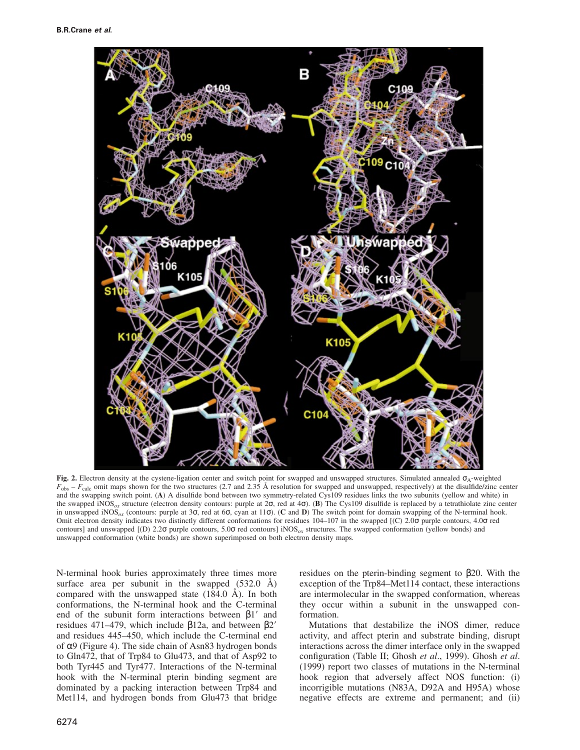Fig. 2. Electron density at the cystene-ligation center and switch point for swapped and unswapped structures. Simulated annealed $\sigma_A$-weighted $F_{obs} - F_{calc}$ omit maps shown for the two structures (2.7 and 2.35 Å resolution for swapped and unswapped, respectively) at the disulfide/zinc center and the swapping switch point. (**A**) A disulfide bond between two symmetry-related Cys109 residues links the two subunits (yellow and white) in the swapped iNOS$_{ox}$ structure (electron density contours: purple at 2σ, red at 4σ). (**B**) The Cys109 disulfide is replaced by a tetrathiolate zinc center in unswapped iNOS$_{ox}$ (contours: purple at 3σ, red at 6σ, cyan at 11σ). (**C** and **D**) The switch point for domain swapping of the N-terminal hook. Omit electron density indicates two distinctly different conformations for residues 104–107 in the swapped [(C) 2.0σ purple contours, 4.0σ red contours] and unswapped [(D) 2.2σ purple contours, 5.0σ red contours] iNOS$_{ox}$ structures. The swapped conformation (yellow bonds) and unswapped conformation (white bonds) are shown superimposed on both electron density maps.

N-terminal hook buries approximately three times more surface area per subunit in the swapped (532.0 Å) compared with the unswapped state (184.0 Å). In both conformations, the N-terminal hook and the C-terminal end of the subunit form interactions between β1′ and residues 471–479, which include β12a, and between β2′ and residues 445–450, which include the C-terminal end of α9 (Figure 4). The side chain of Asn83 hydrogen bonds to Gln472, that of Trp84 to Glu473, and that of Asp92 to both Tyr445 and Tyr477. Interactions of the N-terminal hook with the N-terminal pterin binding segment are dominated by a packing interaction between Trp84 and Met114, and hydrogen bonds from Glu473 that bridge residues on the pterin-binding segment to β20. With the exception of the Trp84–Met114 contact, these interactions are intermolecular in the swapped conformation, whereas they occur within a subunit in the unswapped conformation.

Mutations that destabilize the iNOS dimer, reduce activity, and affect pterin and substrate binding, disrupt interactions across the dimer interface only in the swapped configuration (Table II; Ghosh *et al*., 1999). Ghosh *et al*. (1999) report two classes of mutations in the N-terminal hook region that adversely affect NOS function: (i) incorrigible mutations (N83A, D92A and H95A) whose negative effects are extreme and permanent; and (ii)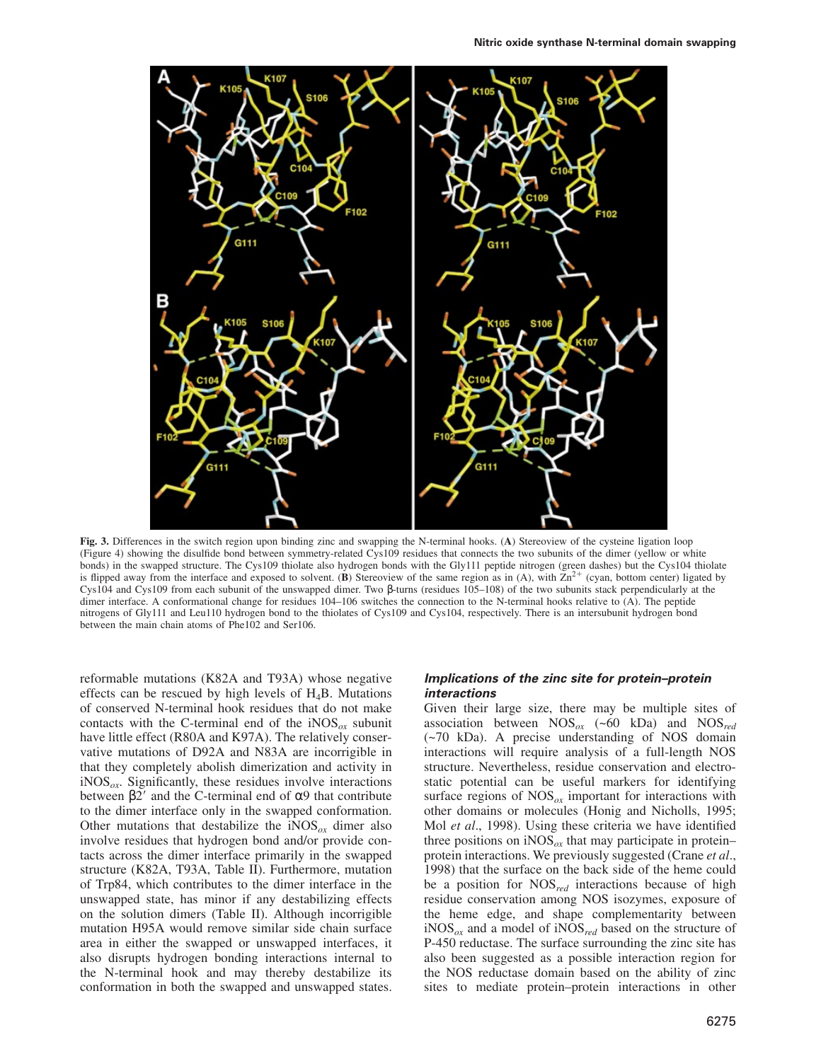**Fig. 3.** Differences in the switch region upon binding zinc and swapping the N-terminal hooks. (**A**) Stereoview of the cysteine ligation loop (Figure 4) showing the disulfide bond between symmetry-related Cys109 residues that connects the two subunits of the dimer (yellow or white bonds) in the swapped structure. The Cys109 thiolate also hydrogen bonds with the Gly111 peptide nitrogen (green dashes) but the Cys104 thiolate is flipped away from the interface and exposed to solvent. (**B**) Stereoview of the same region as in (A), with $Zn^{2+}$ (cyan, bottom center) ligated by Cys104 and Cys109 from each subunit of the unswapped dimer. Two β-turns (residues 105–108) of the two subunits stack perpendicularly at the dimer interface. A conformational change for residues 104–106 switches the connection to the N-terminal hooks relative to (A). The peptide nitrogens of Gly111 and Leu110 hydrogen bond to the thiolates of Cys109 and Cys104, respectively. There is an intersubunit hydrogen bond between the main chain atoms of Phe102 and Ser106.

reformable mutations (K82A and T93A) whose negative effects can be rescued by high levels of $H_4B$. Mutations of conserved N-terminal hook residues that do not make contacts with the C-terminal end of the $iNOS_{ox}$ subunit have little effect (R80A and K97A). The relatively conservative mutations of D92A and N83A are incorrigible in that they completely abolish dimerization and activity in $iNOS_{ox}$. Significantly, these residues involve interactions between β2′ and the C-terminal end of α9 that contribute to the dimer interface only in the swapped conformation. Other mutations that destabilize the $iNOS_{ox}$ dimer also involve residues that hydrogen bond and/or provide contacts across the dimer interface primarily in the swapped structure (K82A, T93A, Table II). Furthermore, mutation of Trp84, which contributes to the dimer interface in the unswapped state, has minor if any destabilizing effects on the solution dimers (Table II). Although incorrigible mutation H95A would remove similar side chain surface area in either the swapped or unswapped interfaces, it also disrupts hydrogen bonding interactions internal to the N-terminal hook and may thereby destabilize its conformation in both the swapped and unswapped states.

### Implications of the zinc site for protein–protein interactions

Given their large size, there may be multiple sites of association between $NOS_{ox}$ (~60 kDa) and $NOS_{red}$ (~70 kDa). A precise understanding of NOS domain interactions will require analysis of a full-length NOS structure. Nevertheless, residue conservation and electrostatic potential can be useful markers for identifying surface regions of $NOS_{ox}$ important for interactions with other domains or molecules (Honig and Nicholls, 1995; Mol *et al*., 1998). Using these criteria we have identified three positions on $iNOS_{ox}$ that may participate in protein–protein interactions. We previously suggested (Crane *et al*., 1998) that the surface on the back side of the heme could be a position for $NOS_{red}$ interactions because of high residue conservation among NOS isozymes, exposure of the heme edge, and shape complementarity between $iNOS_{ox}$ and a model of $iNOS_{red}$ based on the structure of P-450 reductase. The surface surrounding the zinc site has also been suggested as a possible interaction region for the NOS reductase domain based on the ability of zinc sites to mediate protein–protein interactions in other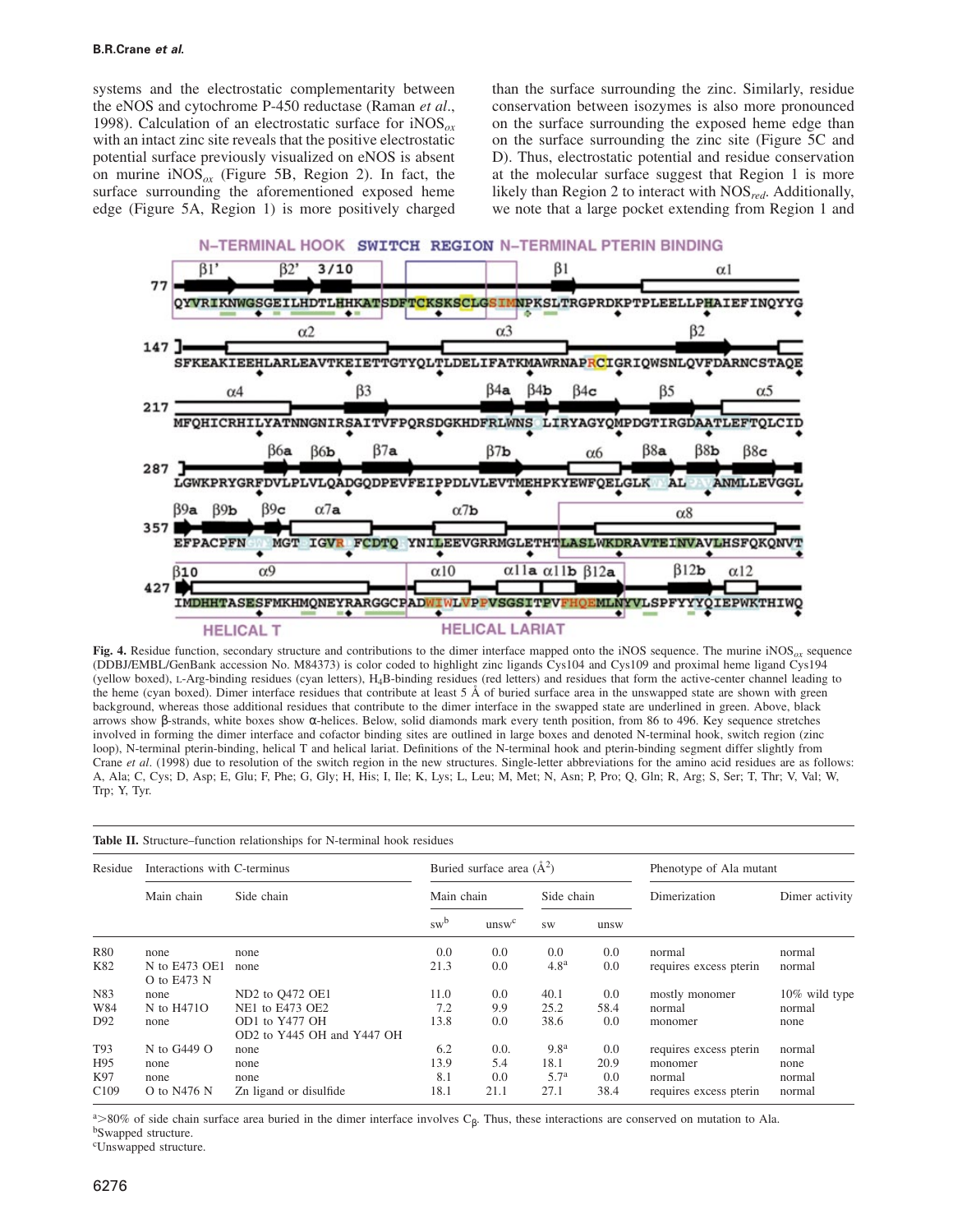systems and the electrostatic complementarity between the eNOS and cytochrome P-450 reductase (Raman *et al*., 1998). Calculation of an electrostatic surface for iNOS$_{ox}$ with an intact zinc site reveals that the positive electrostatic potential surface previously visualized on eNOS is absent on murine iNOS$_{ox}$ (Figure 5B, Region 2). In fact, the surface surrounding the aforementioned exposed heme edge (Figure 5A, Region 1) is more positively charged than the surface surrounding the zinc. Similarly, residue conservation between isozymes is also more pronounced on the surface surrounding the exposed heme edge than on the surface surrounding the zinc site (Figure 5C and D). Thus, electrostatic potential and residue conservation at the molecular surface suggest that Region 1 is more likely than Region 2 to interact with NOS$_{red}$. Additionally, we note that a large pocket extending from Region 1 and

N–TERMINAL HOOK SWITCH REGION N–TERMINAL PTERIN BINDING

```
77   QYVRIKNWGSGEILHDTLHHKATSDFTCKSKSCLGSIMNPKSLTRGPRDKPTPLEELLPHAIEFINQYYG
147  SFKEAKIEEHLARLEAVTKEIETTGTYQLTLDELIFATKMAWRNAPRCIGRIQWSNLQVFDARNCSTAQE
217  MFQHICRHILYATNNGNIRSAITVFPQRSDGKHDFRLWNSQLIRYAGYQMPDGTIRGDAATLEFTQLCID
287  LGWKPRYGRFDVLPLVLQADGQDPEVFEIPPDLVLEVTMEHPKYEWFQELGLKWYALPAVANMLLEVGGL
357  EFPACPFNGWYMGTEIGVRDFCDTQRYNILEEVGRRMGLETHTLASLWKDRAVTEINVAVLHSFQKQNVT
427  IMDHHTASESFMKHMQNEYRARGGCPADWIWLVPPVSGSITPVFHQEMLNYVLSPFYYYQIEPWKTHIWQ
```

HELICAL T HELICAL LARIAT

**Fig. 4.** Residue function, secondary structure and contributions to the dimer interface mapped onto the iNOS sequence. The murine iNOS$_{ox}$ sequence (DDBJ/EMBL/GenBank accession No. M84373) is color coded to highlight zinc ligands Cys104 and Cys109 and proximal heme ligand Cys194 (yellow boxed), L-Arg-binding residues (cyan letters), $H_4B$-binding residues (red letters) and residues that form the active-center channel leading to the heme (cyan boxed). Dimer interface residues that contribute at least 5 Å of buried surface area in the unswapped state are shown with green background, whereas those additional residues that contribute to the dimer interface in the swapped state are underlined in green. Above, black arrows show β-strands, white boxes show α-helices. Below, solid diamonds mark every tenth position, from 86 to 496. Key sequence stretches involved in forming the dimer interface and cofactor binding sites are outlined in large boxes and denoted N-terminal hook, switch region (zinc loop), N-terminal pterin-binding, helical T and helical lariat. Definitions of the N-terminal hook and pterin-binding segment differ slightly from Crane *et al*. (1998) due to resolution of the switch region in the new structures. Single-letter abbreviations for the amino acid residues are as follows: A, Ala; C, Cys; D, Asp; E, Glu; F, Phe; G, Gly; H, His; I, Ile; K, Lys; L, Leu; M, Met; N, Asn; P, Pro; Q, Gln; R, Arg; S, Ser; T, Thr; V, Val; W, Trp; Y, Tyr.

**Table II.** Structure–function relationships for N-terminal hook residues

| Residue | Interactions with C-terminus | | Buried surface area (Å$^2$) | | | | Phenotype of Ala mutant | |
|---|---|---|---|---|---|---|---|---|
| | Main chain | Side chain | Main chain | | Side chain | | Dimerization | Dimer activity |
| | | | sw[b] | unsw[c] | sw | unsw | | |
| R80 | none | none | 0.0 | 0.0 | 0.0 | 0.0 | normal | normal |
| K82 | N to E473 OE1 O to E473 N | none | 21.3 | 0.0 | 4.8[a] | 0.0 | requires excess pterin | normal |
| N83 | none | ND2 to Q472 OE1 | 11.0 | 0.0 | 40.1 | 0.0 | mostly monomer | 10% wild type |
| W84 | N to H471O | NE1 to E473 OE2 | 7.2 | 9.9 | 25.2 | 58.4 | normal | normal |
| D92 | none | OD1 to Y477 OH OD2 to Y445 OH and Y447 OH | 13.8 | 0.0 | 38.6 | 0.0 | monomer | none |
| T93 | N to G449 O | none | 6.2 | 0.0. | 9.8[a] | 0.0 | requires excess pterin | normal |
| H95 | none | none | 13.9 | 5.4 | 18.1 | 20.9 | monomer | none |
| K97 | none | none | 8.1 | 0.0 | 5.7[a] | 0.0 | normal | normal |
| C109 | O to N476 N | Zn ligand or disulfide | 18.1 | 21.1 | 27.1 | 38.4 | requires excess pterin | normal |

[a]>80% of side chain surface area buried in the dimer interface involves $C_\beta$. Thus, these interactions are conserved on mutation to Ala.
[b]Swapped structure.
[c]Unswapped structure.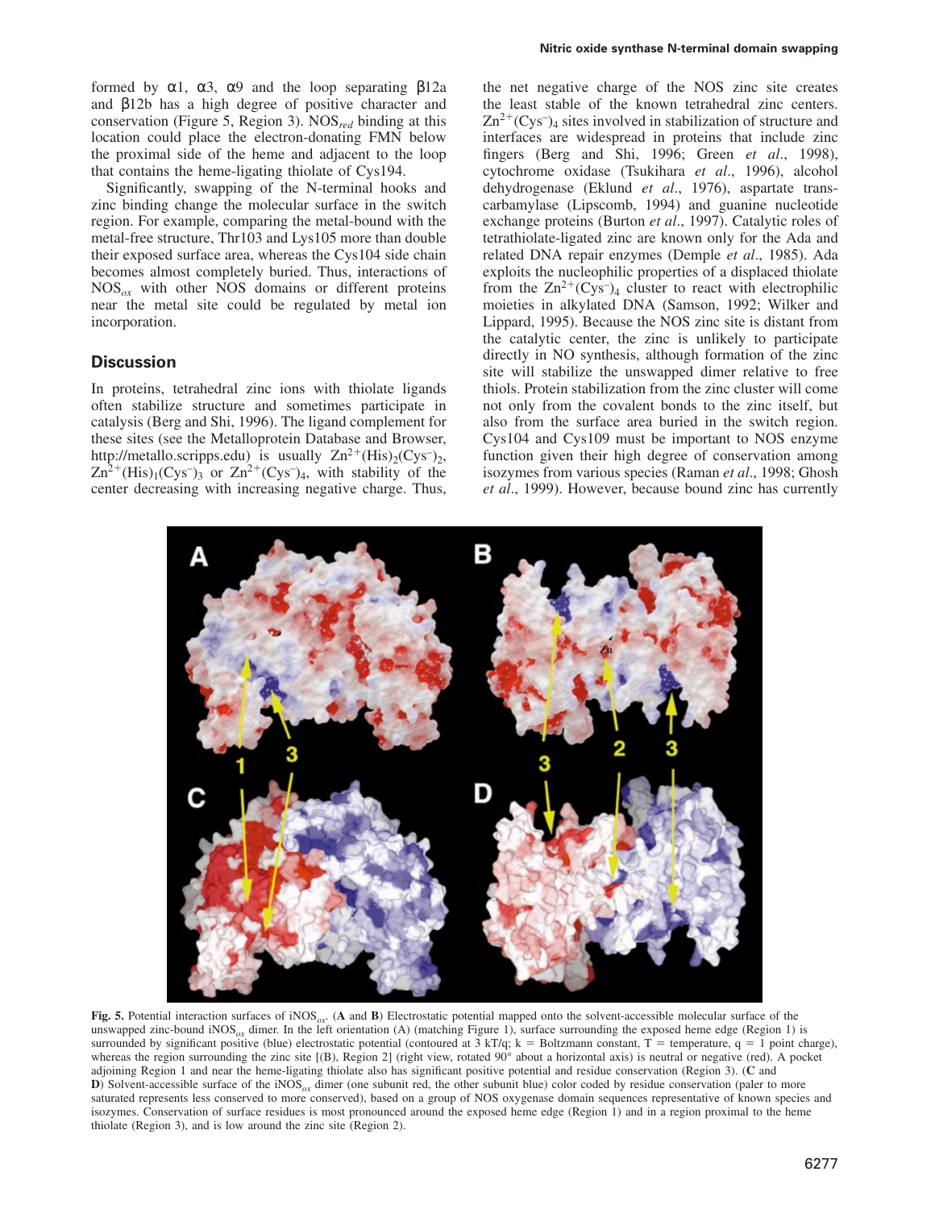formed by α1, α3, α9 and the loop separating β12a and β12b has a high degree of positive character and conservation (Figure 5, Region 3). $NOS_{red}$ binding at this location could place the electron-donating FMN below the proximal side of the heme and adjacent to the loop that contains the heme-ligating thiolate of Cys194.

Significantly, swapping of the N-terminal hooks and zinc binding change the molecular surface in the switch region. For example, comparing the metal-bound with the metal-free structure, Thr103 and Lys105 more than double their exposed surface area, whereas the Cys104 side chain becomes almost completely buried. Thus, interactions of $NOS_{ox}$ with other NOS domains or different proteins near the metal site could be regulated by metal ion incorporation.

## Discussion

In proteins, tetrahedral zinc ions with thiolate ligands often stabilize structure and sometimes participate in catalysis (Berg and Shi, 1996). The ligand complement for these sites (see the Metalloprotein Database and Browser, http://metallo.scripps.edu) is usually $Zn^{2+}(His)_2(Cys^-)_2$, $Zn^{2+}(His)_1(Cys^-)_3$ or $Zn^{2+}(Cys^-)_4$, with stability of the center decreasing with increasing negative charge. Thus, the net negative charge of the NOS zinc site creates the least stable of the known tetrahedral zinc centers. $Zn^{2+}(Cys^-)_4$ sites involved in stabilization of structure and interfaces are widespread in proteins that include zinc fingers (Berg and Shi, 1996; Green *et al*., 1998), cytochrome oxidase (Tsukihara *et al*., 1996), alcohol dehydrogenase (Eklund *et al*., 1976), aspartate transcarbamylase (Lipscomb, 1994) and guanine nucleotide exchange proteins (Burton *et al*., 1997). Catalytic roles of tetrathiolate-ligated zinc are known only for the Ada and related DNA repair enzymes (Demple *et al*., 1985). Ada exploits the nucleophilic properties of a displaced thiolate from the $Zn^{2+}(Cys^-)_4$ cluster to react with electrophilic moieties in alkylated DNA (Samson, 1992; Wilker and Lippard, 1995). Because the NOS zinc site is distant from the catalytic center, the zinc is unlikely to participate directly in NO synthesis, although formation of the zinc site will stabilize the unswapped dimer relative to free thiols. Protein stabilization from the zinc cluster will come not only from the covalent bonds to the zinc itself, but also from the surface area buried in the switch region. Cys104 and Cys109 must be important to NOS enzyme function given their high degree of conservation among isozymes from various species (Raman *et al*., 1998; Ghosh *et al*., 1999). However, because bound zinc has currently

**Fig. 5.** Potential interaction surfaces of $iNOS_{ox}$. (**A** and **B**) Electrostatic potential mapped onto the solvent-accessible molecular surface of the unswapped zinc-bound $iNOS_{ox}$ dimer. In the left orientation (A) (matching Figure 1), surface surrounding the exposed heme edge (Region 1) is surrounded by significant positive (blue) electrostatic potential (contoured at 3 kT/q; k = Boltzmann constant, T = temperature, q = 1 point charge), whereas the region surrounding the zinc site [(B), Region 2] (right view, rotated 90° about a horizontal axis) is neutral or negative (red). A pocket adjoining Region 1 and near the heme-ligating thiolate also has significant positive potential and residue conservation (Region 3). (**C** and **D**) Solvent-accessible surface of the $iNOS_{ox}$ dimer (one subunit red, the other subunit blue) color coded by residue conservation (paler to more saturated represents less conserved to more conserved), based on a group of NOS oxygenase domain sequences representative of known species and isozymes. Conservation of surface residues is most pronounced around the exposed heme edge (Region 1) and in a region proximal to the heme thiolate (Region 3), and is low around the zinc site (Region 2).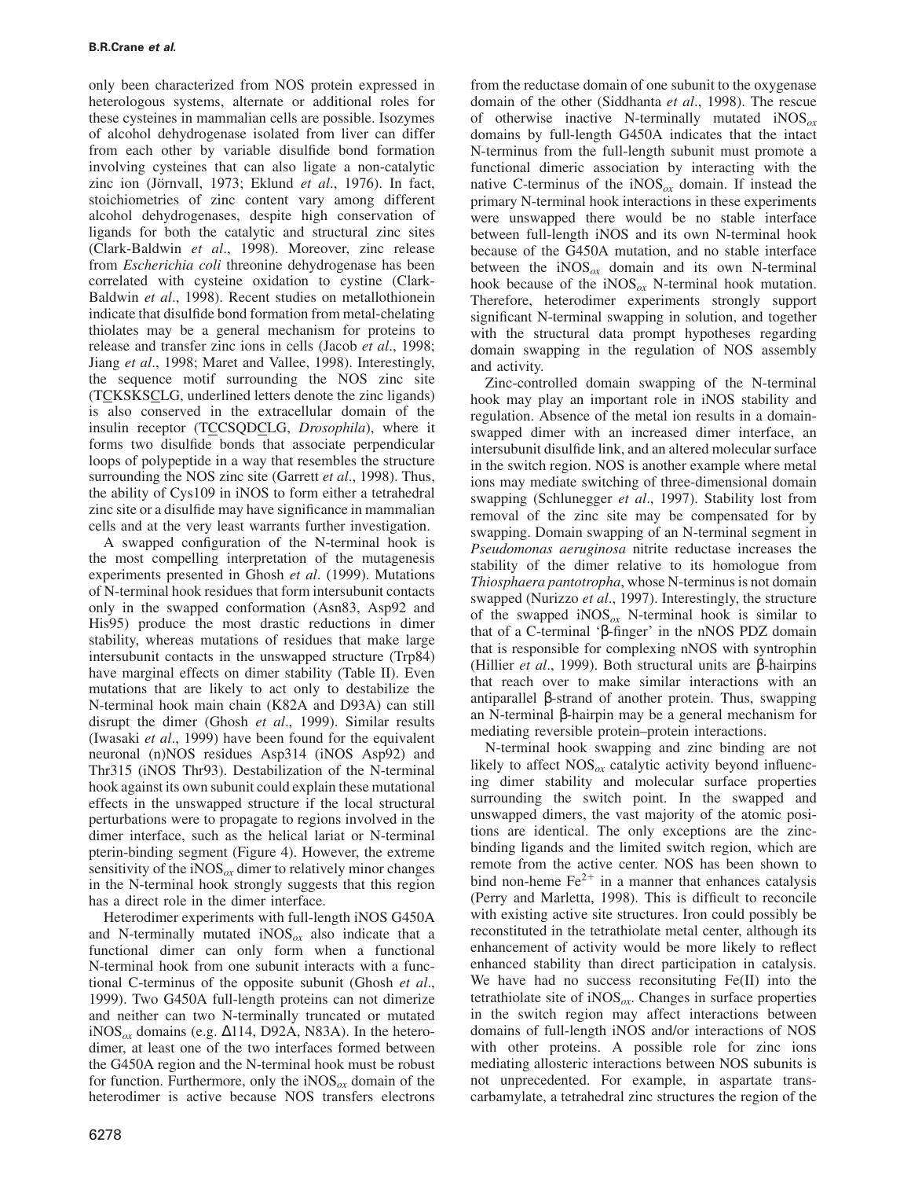only been characterized from NOS protein expressed in heterologous systems, alternate or additional roles for these cysteines in mammalian cells are possible. Isozymes of alcohol dehydrogenase isolated from liver can differ from each other by variable disulfide bond formation involving cysteines that can also ligate a non-catalytic zinc ion (Jörnvall, 1973; Eklund *et al*., 1976). In fact, stoichiometries of zinc content vary among different alcohol dehydrogenases, despite high conservation of ligands for both the catalytic and structural zinc sites (Clark-Baldwin *et al*., 1998). Moreover, zinc release from *Escherichia coli* threonine dehydrogenase has been correlated with cysteine oxidation to cystine (Clark-Baldwin *et al*., 1998). Recent studies on metallothionein indicate that disulfide bond formation from metal-chelating thiolates may be a general mechanism for proteins to release and transfer zinc ions in cells (Jacob *et al*., 1998; Jiang *et al*., 1998; Maret and Vallee, 1998). Interestingly, the sequence motif surrounding the NOS zinc site (TCKSKSCLG, underlined letters denote the zinc ligands) is also conserved in the extracellular domain of the insulin receptor (TCCSQDCLG, *Drosophila*), where it forms two disulfide bonds that associate perpendicular loops of polypeptide in a way that resembles the structure surrounding the NOS zinc site (Garrett *et al*., 1998). Thus, the ability of Cys109 in iNOS to form either a tetrahedral zinc site or a disulfide may have significance in mammalian cells and at the very least warrants further investigation.

A swapped configuration of the N-terminal hook is the most compelling interpretation of the mutagenesis experiments presented in Ghosh *et al*. (1999). Mutations of N-terminal hook residues that form intersubunit contacts only in the swapped conformation (Asn83, Asp92 and His95) produce the most drastic reductions in dimer stability, whereas mutations of residues that make large intersubunit contacts in the unswapped structure (Trp84) have marginal effects on dimer stability (Table II). Even mutations that are likely to act only to destabilize the N-terminal hook main chain (K82A and D93A) can still disrupt the dimer (Ghosh *et al*., 1999). Similar results (Iwasaki *et al*., 1999) have been found for the equivalent neuronal (n)NOS residues Asp314 (iNOS Asp92) and Thr315 (iNOS Thr93). Destabilization of the N-terminal hook against its own subunit could explain these mutational effects in the unswapped structure if the local structural perturbations were to propagate to regions involved in the dimer interface, such as the helical lariat or N-terminal pterin-binding segment (Figure 4). However, the extreme sensitivity of the $iNOS_{ox}$ dimer to relatively minor changes in the N-terminal hook strongly suggests that this region has a direct role in the dimer interface.

Heterodimer experiments with full-length iNOS G450A and N-terminally mutated $iNOS_{ox}$ also indicate that a functional dimer can only form when a functional N-terminal hook from one subunit interacts with a functional C-terminus of the opposite subunit (Ghosh *et al*., 1999). Two G450A full-length proteins can not dimerize and neither can two N-terminally truncated or mutated $iNOS_{ox}$ domains (e.g. Δ114, D92A, N83A). In the heterodimer, at least one of the two interfaces formed between the G450A region and the N-terminal hook must be robust for function. Furthermore, only the $iNOS_{ox}$ domain of the heterodimer is active because NOS transfers electrons from the reductase domain of one subunit to the oxygenase domain of the other (Siddhanta *et al*., 1998). The rescue of otherwise inactive N-terminally mutated $iNOS_{ox}$ domains by full-length G450A indicates that the intact N-terminus from the full-length subunit must promote a functional dimeric association by interacting with the native C-terminus of the $iNOS_{ox}$ domain. If instead the primary N-terminal hook interactions in these experiments were unswapped there would be no stable interface between full-length iNOS and its own N-terminal hook because of the G450A mutation, and no stable interface between the $iNOS_{ox}$ domain and its own N-terminal hook because of the $iNOS_{ox}$ N-terminal hook mutation. Therefore, heterodimer experiments strongly support significant N-terminal swapping in solution, and together with the structural data prompt hypotheses regarding domain swapping in the regulation of NOS assembly and activity.

Zinc-controlled domain swapping of the N-terminal hook may play an important role in iNOS stability and regulation. Absence of the metal ion results in a domain-swapped dimer with an increased dimer interface, an intersubunit disulfide link, and an altered molecular surface in the switch region. NOS is another example where metal ions may mediate switching of three-dimensional domain swapping (Schlunegger *et al*., 1997). Stability lost from removal of the zinc site may be compensated for by swapping. Domain swapping of an N-terminal segment in *Pseudomonas aeruginosa* nitrite reductase increases the stability of the dimer relative to its homologue from *Thiosphaera pantotropha*, whose N-terminus is not domain swapped (Nurizzo *et al*., 1997). Interestingly, the structure of the swapped $iNOS_{ox}$ N-terminal hook is similar to that of a C-terminal 'β-finger' in the nNOS PDZ domain that is responsible for complexing nNOS with syntrophin (Hillier *et al*., 1999). Both structural units are β-hairpins that reach over to make similar interactions with an antiparallel β-strand of another protein. Thus, swapping an N-terminal β-hairpin may be a general mechanism for mediating reversible protein–protein interactions.

N-terminal hook swapping and zinc binding are not likely to affect $NOS_{ox}$ catalytic activity beyond influencing dimer stability and molecular surface properties surrounding the switch point. In the swapped and unswapped dimers, the vast majority of the atomic positions are identical. The only exceptions are the zinc-binding ligands and the limited switch region, which are remote from the active center. NOS has been shown to bind non-heme $Fe^{2+}$ in a manner that enhances catalysis (Perry and Marletta, 1998). This is difficult to reconcile with existing active site structures. Iron could possibly be reconstituted in the tetrathiolate metal center, although its enhancement of activity would be more likely to reflect enhanced stability than direct participation in catalysis. We have had no success reconsituting Fe(II) into the tetrathiolate site of $iNOS_{ox}$. Changes in surface properties in the switch region may affect interactions between domains of full-length iNOS and/or interactions of NOS with other proteins. A possible role for zinc ions mediating allosteric interactions between NOS subunits is not unprecedented. For example, in aspartate transcarbamylate, a tetrahedral zinc structures the region of the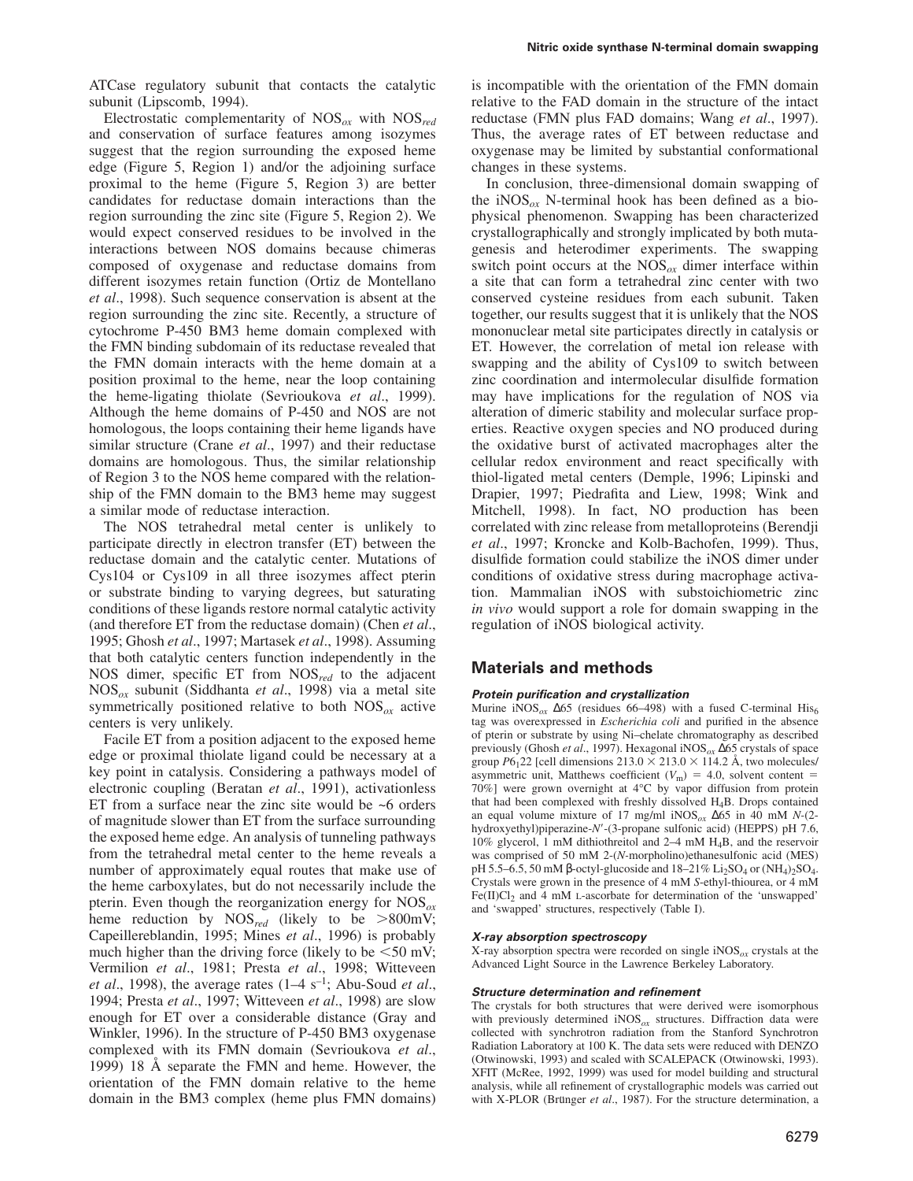ATCase regulatory subunit that contacts the catalytic subunit (Lipscomb, 1994).

Electrostatic complementarity of $NOS_{ox}$ with $NOS_{red}$ and conservation of surface features among isozymes suggest that the region surrounding the exposed heme edge (Figure 5, Region 1) and/or the adjoining surface proximal to the heme (Figure 5, Region 3) are better candidates for reductase domain interactions than the region surrounding the zinc site (Figure 5, Region 2). We would expect conserved residues to be involved in the interactions between NOS domains because chimeras composed of oxygenase and reductase domains from different isozymes retain function (Ortiz de Montellano *et al*., 1998). Such sequence conservation is absent at the region surrounding the zinc site. Recently, a structure of cytochrome P-450 BM3 heme domain complexed with the FMN binding subdomain of its reductase revealed that the FMN domain interacts with the heme domain at a position proximal to the heme, near the loop containing the heme-ligating thiolate (Sevrioukova *et al*., 1999). Although the heme domains of P-450 and NOS are not homologous, the loops containing their heme ligands have similar structure (Crane *et al*., 1997) and their reductase domains are homologous. Thus, the similar relationship of Region 3 to the NOS heme compared with the relationship of the FMN domain to the BM3 heme may suggest a similar mode of reductase interaction.

The NOS tetrahedral metal center is unlikely to participate directly in electron transfer (ET) between the reductase domain and the catalytic center. Mutations of Cys104 or Cys109 in all three isozymes affect pterin or substrate binding to varying degrees, but saturating conditions of these ligands restore normal catalytic activity (and therefore ET from the reductase domain) (Chen *et al*., 1995; Ghosh *et al*., 1997; Martasek *et al*., 1998). Assuming that both catalytic centers function independently in the NOS dimer, specific ET from $NOS_{red}$ to the adjacent $NOS_{ox}$ subunit (Siddhanta *et al*., 1998) via a metal site symmetrically positioned relative to both $NOS_{ox}$ active centers is very unlikely.

Facile ET from a position adjacent to the exposed heme edge or proximal thiolate ligand could be necessary at a key point in catalysis. Considering a pathways model of electronic coupling (Beratan *et al*., 1991), activationless ET from a surface near the zinc site would be ~6 orders of magnitude slower than ET from the surface surrounding the exposed heme edge. An analysis of tunneling pathways from the tetrahedral metal center to the heme reveals a number of approximately equal routes that make use of the heme carboxylates, but do not necessarily include the pterin. Even though the reorganization energy for $NOS_{ox}$ heme reduction by $NOS_{red}$ (likely to be >800mV; Capeillereblandin, 1995; Mines *et al*., 1996) is probably much higher than the driving force (likely to be <50 mV; Vermilion *et al*., 1981; Presta *et al*., 1998; Witteveen *et al*., 1998), the average rates (1–4 $s^{-1}$; Abu-Soud *et al*., 1994; Presta *et al*., 1997; Witteveen *et al*., 1998) are slow enough for ET over a considerable distance (Gray and Winkler, 1996). In the structure of P-450 BM3 oxygenase complexed with its FMN domain (Sevrioukova *et al*., 1999) 18 Å separate the FMN and heme. However, the orientation of the FMN domain relative to the heme domain in the BM3 complex (heme plus FMN domains) is incompatible with the orientation of the FMN domain relative to the FAD domain in the structure of the intact reductase (FMN plus FAD domains; Wang *et al*., 1997). Thus, the average rates of ET between reductase and oxygenase may be limited by substantial conformational changes in these systems.

In conclusion, three-dimensional domain swapping of the $iNOS_{ox}$ N-terminal hook has been defined as a biophysical phenomenon. Swapping has been characterized crystallographically and strongly implicated by both mutagenesis and heterodimer experiments. The swapping switch point occurs at the $NOS_{ox}$ dimer interface within a site that can form a tetrahedral zinc center with two conserved cysteine residues from each subunit. Taken together, our results suggest that it is unlikely that the NOS mononuclear metal site participates directly in catalysis or ET. However, the correlation of metal ion release with swapping and the ability of Cys109 to switch between zinc coordination and intermolecular disulfide formation may have implications for the regulation of NOS via alteration of dimeric stability and molecular surface properties. Reactive oxygen species and NO produced during the oxidative burst of activated macrophages alter the cellular redox environment and react specifically with thiol-ligated metal centers (Demple, 1996; Lipinski and Drapier, 1997; Piedrafita and Liew, 1998; Wink and Mitchell, 1998). In fact, NO production has been correlated with zinc release from metalloproteins (Berendji *et al*., 1997; Kroncke and Kolb-Bachofen, 1999). Thus, disulfide formation could stabilize the iNOS dimer under conditions of oxidative stress during macrophage activation. Mammalian iNOS with substoichiometric zinc *in vivo* would support a role for domain swapping in the regulation of iNOS biological activity.

## Materials and methods

### Protein purification and crystallization

Murine $iNOS_{ox}$ Δ65 (residues 66–498) with a fused C-terminal $His_6$ tag was overexpressed in *Escherichia coli* and purified in the absence of pterin or substrate by using Ni–chelate chromatography as described previously (Ghosh *et al*., 1997). Hexagonal $iNOS_{ox}$ Δ65 crystals of space group $P6_122$ [cell dimensions 213.0 × 213.0 × 114.2 Å, two molecules/asymmetric unit, Matthews coefficient ($V_m$) = 4.0, solvent content = 70%] were grown overnight at 4°C by vapor diffusion from protein that had been complexed with freshly dissolved $H_4B$. Drops contained an equal volume mixture of 17 mg/ml $iNOS_{ox}$ Δ65 in 40 mM *N*-(2-hydroxyethyl)piperazine-*N*′-(3-propane sulfonic acid) (HEPPS) pH 7.6, 10% glycerol, 1 mM dithiothreitol and 2–4 mM $H_4B$, and the reservoir was comprised of 50 mM 2-(*N*-morpholino)ethanesulfonic acid (MES) pH 5.5–6.5, 50 mM β-octyl-glucoside and 18–21% $Li_2SO_4$ or $(NH_4)_2SO_4$. Crystals were grown in the presence of 4 mM *S*-ethyl-thiourea, or 4 mM $Fe(II)Cl_2$ and 4 mM L-ascorbate for determination of the 'unswapped' and 'swapped' structures, respectively (Table I).

### X-ray absorption spectroscopy

X-ray absorption spectra were recorded on single $iNOS_{ox}$ crystals at the Advanced Light Source in the Lawrence Berkeley Laboratory.

### Structure determination and refinement

The crystals for both structures that were derived were isomorphous with previously determined $iNOS_{ox}$ structures. Diffraction data were collected with synchrotron radiation from the Stanford Synchrotron Radiation Laboratory at 100 K. The data sets were reduced with DENZO (Otwinowski, 1993) and scaled with SCALEPACK (Otwinowski, 1993). XFIT (McRee, 1992, 1999) was used for model building and structural analysis, while all refinement of crystallographic models was carried out with X-PLOR (Brünger *et al*., 1987). For the structure determination, a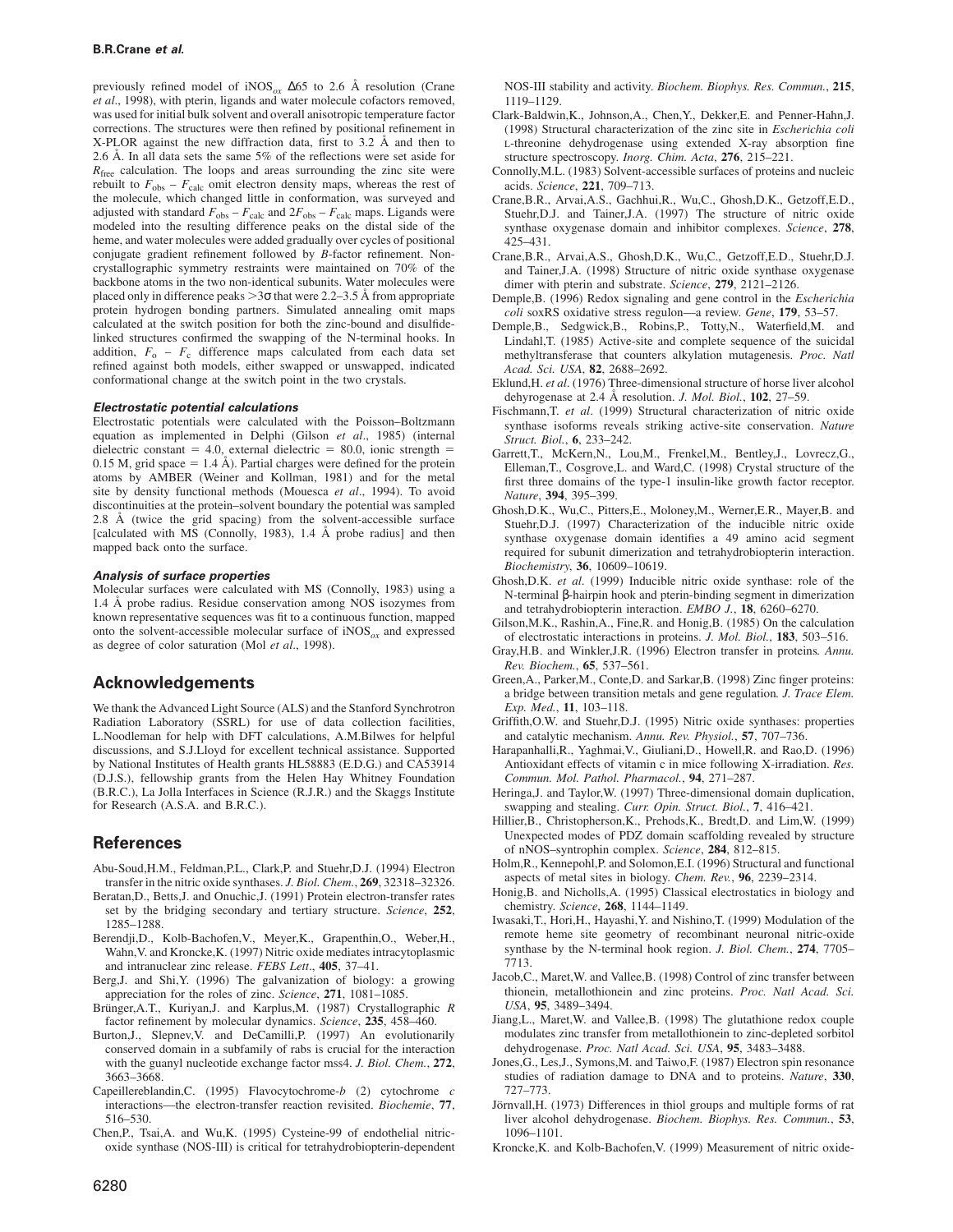previously refined model of iNOS$_{ox}$ Δ65 to 2.6 Å resolution (Crane *et al*., 1998), with pterin, ligands and water molecule cofactors removed, was used for initial bulk solvent and overall anisotropic temperature factor corrections. The structures were then refined by positional refinement in X-PLOR against the new diffraction data, first to 3.2 Å and then to 2.6 Å. In all data sets the same 5% of the reflections were set aside for $R_{free}$ calculation. The loops and areas surrounding the zinc site were rebuilt to $F_{obs} - F_{calc}$ omit electron density maps, whereas the rest of the molecule, which changed little in conformation, was surveyed and adjusted with standard $F_{obs} - F_{calc}$ and $2F_{obs} - F_{calc}$ maps. Ligands were modeled into the resulting difference peaks on the distal side of the heme, and water molecules were added gradually over cycles of positional conjugate gradient refinement followed by *B*-factor refinement. Non-crystallographic symmetry restraints were maintained on 70% of the backbone atoms in the two non-identical subunits. Water molecules were placed only in difference peaks >3σ that were 2.2–3.5 Å from appropriate protein hydrogen bonding partners. Simulated annealing omit maps calculated at the switch position for both the zinc-bound and disulfide-linked structures confirmed the swapping of the N-terminal hooks. In addition, $F_o - F_c$ difference maps calculated from each data set refined against both models, either swapped or unswapped, indicated conformational change at the switch point in the two crystals.

### Electrostatic potential calculations

Electrostatic potentials were calculated with the Poisson–Boltzmann equation as implemented in Delphi (Gilson *et al*., 1985) (internal dielectric constant = 4.0, external dielectric = 80.0, ionic strength = 0.15 M, grid space = 1.4 Å). Partial charges were defined for the protein atoms by AMBER (Weiner and Kollman, 1981) and for the metal site by density functional methods (Mouesca *et al*., 1994). To avoid discontinuities at the protein–solvent boundary the potential was sampled 2.8 Å (twice the grid spacing) from the solvent-accessible surface [calculated with MS (Connolly, 1983), 1.4 Å probe radius] and then mapped back onto the surface.

### Analysis of surface properties

Molecular surfaces were calculated with MS (Connolly, 1983) using a 1.4 Å probe radius. Residue conservation among NOS isozymes from known representative sequences was fit to a continuous function, mapped onto the solvent-accessible molecular surface of iNOS$_{ox}$ and expressed as degree of color saturation (Mol *et al*., 1998).

## Acknowledgements

We thank the Advanced Light Source (ALS) and the Stanford Synchrotron Radiation Laboratory (SSRL) for use of data collection facilities, L.Noodleman for help with DFT calculations, A.M.Bilwes for helpful discussions, and S.J.Lloyd for excellent technical assistance. Supported by National Institutes of Health grants HL58883 (E.D.G.) and CA53914 (D.J.S.), fellowship grants from the Helen Hay Whitney Foundation (B.R.C.), La Jolla Interfaces in Science (R.J.R.) and the Skaggs Institute for Research (A.S.A. and B.R.C.).

## References

Abu-Soud,H.M., Feldman,P.L., Clark,P. and Stuehr,D.J. (1994) Electron transfer in the nitric oxide synthases. *J. Biol. Chem.*, **269**, 32318–32326.

Beratan,D., Betts,J. and Onuchic,J. (1991) Protein electron-transfer rates set by the bridging secondary and tertiary structure. *Science*, **252**, 1285–1288.

Berendji,D., Kolb-Bachofen,V., Meyer,K., Grapenthin,O., Weber,H., Wahn,V. and Kroncke,K. (1997) Nitric oxide mediates intracytoplasmic and intranuclear zinc release. *FEBS Lett*., **405**, 37–41.

Berg,J. and Shi,Y. (1996) The galvanization of biology: a growing appreciation for the roles of zinc. *Science*, **271**, 1081–1085.

Brünger,A.T., Kuriyan,J. and Karplus,M. (1987) Crystallographic *R* factor refinement by molecular dynamics. *Science*, **235**, 458–460.

Burton,J., Slepnev,V. and DeCamilli,P. (1997) An evolutionarily conserved domain in a subfamily of rabs is crucial for the interaction with the guanyl nucleotide exchange factor mss4. *J. Biol. Chem.*, **272**, 3663–3668.

Capeillereblandin,C. (1995) Flavocytochrome-*b* (2) cytochrome *c* interactions—the electron-transfer reaction revisited. *Biochemie*, **77**, 516–530.

Chen,P., Tsai,A. and Wu,K. (1995) Cysteine-99 of endothelial nitric-oxide synthase (NOS-III) is critical for tetrahydrobiopterin-dependent NOS-III stability and activity. *Biochem. Biophys. Res. Commun.*, **215**, 1119–1129.

Clark-Baldwin,K., Johnson,A., Chen,Y., Dekker,E. and Penner-Hahn,J. (1998) Structural characterization of the zinc site in *Escherichia coli* L-threonine dehydrogenase using extended X-ray absorption fine structure spectroscopy. *Inorg. Chim. Acta*, **276**, 215–221.

Connolly,M.L. (1983) Solvent-accessible surfaces of proteins and nucleic acids. *Science*, **221**, 709–713.

Crane,B.R., Arvai,A.S., Gachhui,R., Wu,C., Ghosh,D.K., Getzoff,E.D., Stuehr,D.J. and Tainer,J.A. (1997) The structure of nitric oxide synthase oxygenase domain and inhibitor complexes. *Science*, **278**, 425–431.

Crane,B.R., Arvai,A.S., Ghosh,D.K., Wu,C., Getzoff,E.D., Stuehr,D.J. and Tainer,J.A. (1998) Structure of nitric oxide synthase oxygenase dimer with pterin and substrate. *Science*, **279**, 2121–2126.

Demple,B. (1996) Redox signaling and gene control in the *Escherichia coli* soxRS oxidative stress regulon—a review. *Gene*, **179**, 53–57.

Demple,B., Sedgwick,B., Robins,P., Totty,N., Waterfield,M. and Lindahl,T. (1985) Active-site and complete sequence of the suicidal methyltransferase that counters alkylation mutagenesis. *Proc. Natl Acad. Sci. USA*, **82**, 2688–2692.

Eklund,H. *et al*. (1976) Three-dimensional structure of horse liver alcohol dehyrogenase at 2.4 Å resolution. *J. Mol. Biol.*, **102**, 27–59.

Fischmann,T. *et al*. (1999) Structural characterization of nitric oxide synthase isoforms reveals striking active-site conservation. *Nature Struct. Biol.*, **6**, 233–242.

Garrett,T., McKern,N., Lou,M., Frenkel,M., Bentley,J., Lovrecz,G., Elleman,T., Cosgrove,L. and Ward,C. (1998) Crystal structure of the first three domains of the type-1 insulin-like growth factor receptor. *Nature*, **394**, 395–399.

Ghosh,D.K., Wu,C., Pitters,E., Moloney,M., Werner,E.R., Mayer,B. and Stuehr,D.J. (1997) Characterization of the inducible nitric oxide synthase oxygenase domain identifies a 49 amino acid segment required for subunit dimerization and tetrahydrobiopterin interaction. *Biochemistry*, **36**, 10609–10619.

Ghosh,D.K. *et al*. (1999) Inducible nitric oxide synthase: role of the N-terminal β-hairpin hook and pterin-binding segment in dimerization and tetrahydrobiopterin interaction. *EMBO J.*, **18**, 6260–6270.

Gilson,M.K., Rashin,A., Fine,R. and Honig,B. (1985) On the calculation of electrostatic interactions in proteins. *J. Mol. Biol.*, **183**, 503–516.

Gray,H.B. and Winkler,J.R. (1996) Electron transfer in proteins. *Annu. Rev. Biochem.*, **65**, 537–561.

Green,A., Parker,M., Conte,D. and Sarkar,B. (1998) Zinc finger proteins: a bridge between transition metals and gene regulation. *J. Trace Elem. Exp. Med.*, **11**, 103–118.

Griffith,O.W. and Stuehr,D.J. (1995) Nitric oxide synthases: properties and catalytic mechanism. *Annu. Rev. Physiol.*, **57**, 707–736.

Harapanhalli,R., Yaghmai,V., Giuliani,D., Howell,R. and Rao,D. (1996) Antioxidant effects of vitamin c in mice following X-irradiation. *Res. Commun. Mol. Pathol. Pharmacol.*, **94**, 271–287.

Heringa,J. and Taylor,W. (1997) Three-dimensional domain duplication, swapping and stealing. *Curr. Opin. Struct. Biol.*, **7**, 416–421.

Hillier,B., Christopherson,K., Prehods,K., Bredt,D. and Lim,W. (1999) Unexpected modes of PDZ domain scaffolding revealed by structure of nNOS–syntrophin complex. *Science*, **284**, 812–815.

Holm,R., Kennepohl,P. and Solomon,E.I. (1996) Structural and functional aspects of metal sites in biology. *Chem. Rev.*, **96**, 2239–2314.

Honig,B. and Nicholls,A. (1995) Classical electrostatics in biology and chemistry. *Science*, **268**, 1144–1149.

Iwasaki,T., Hori,H., Hayashi,Y. and Nishino,T. (1999) Modulation of the remote heme site geometry of recombinant neuronal nitric-oxide synthase by the N-terminal hook region. *J. Biol. Chem.*, **274**, 7705–7713.

Jacob,C., Maret,W. and Vallee,B. (1998) Control of zinc transfer between thionein, metallothionein and zinc proteins. *Proc. Natl Acad. Sci. USA*, **95**, 3489–3494.

Jiang,L., Maret,W. and Vallee,B. (1998) The glutathione redox couple modulates zinc transfer from metallothionein to zinc-depleted sorbitol dehydrogenase. *Proc. Natl Acad. Sci. USA*, **95**, 3483–3488.

Jones,G., Les,J., Symons,M. and Taiwo,F. (1987) Electron spin resonance studies of radiation damage to DNA and to proteins. *Nature*, **330**, 727–773.

Jörnvall,H. (1973) Differences in thiol groups and multiple forms of rat liver alcohol dehydrogenase. *Biochem. Biophys. Res. Commun.*, **53**, 1096–1101.

Kroncke,K. and Kolb-Bachofen,V. (1999) Measurement of nitric oxide-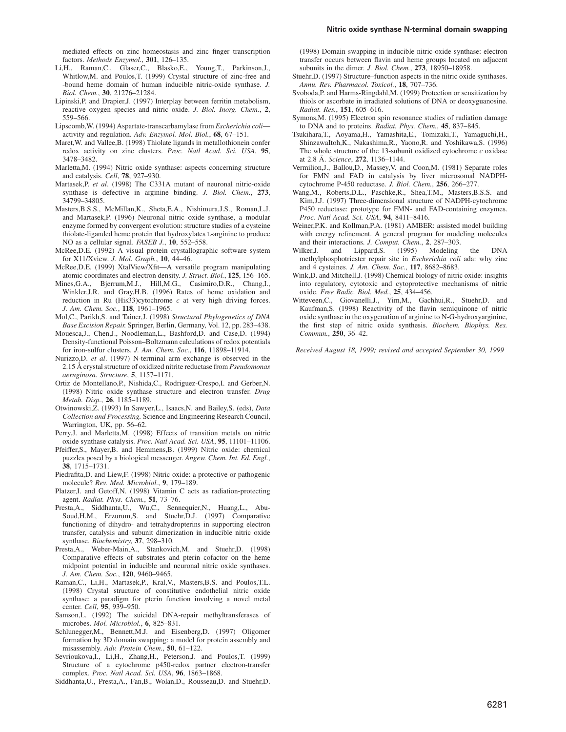mediated effects on zinc homeostasis and zinc finger transcription factors. *Methods Enzymol.*, **301**, 126–135.

Li,H., Raman,C., Glaser,C., Blasko,E., Young,T., Parkinson,J., Whitlow,M. and Poulos,T. (1999) Crystal structure of zinc-free and -bound heme domain of human inducible nitric-oxide synthase. *J. Biol. Chem.*, **30**, 21276–21284.

Lipinski,P. and Drapier,J. (1997) Interplay between ferritin metabolism, reactive oxygen species and nitric oxide. *J. Biol. Inorg. Chem.*, **2**, 559–566.

Lipscomb,W. (1994) Aspartate-transcarbamylase from *Escherichia coli*—activity and regulation. *Adv. Enzymol. Mol. Biol.*, **68**, 67–151.

Maret,W. and Vallee,B. (1998) Thiolate ligands in metallothionein confer redox activity on zinc clusters. *Proc. Natl Acad. Sci. USA*, **95**, 3478–3482.

Marletta,M. (1994) Nitric oxide synthase: aspects concerning structure and catalysis. *Cell*, **78**, 927–930.

Martasek,P. *et al*. (1998) The C331A mutant of neuronal nitric-oxide synthase is defective in arginine binding. *J. Biol. Chem.*, **273**, 34799–34805.

Masters,B.S.S., McMillan,K., Sheta,E.A., Nishimura,J.S., Roman,L.J. and Martasek,P. (1996) Neuronal nitric oxide synthase, a modular enzyme formed by convergent evolution: structure studies of a cysteine thiolate-liganded heme protein that hydroxylates L-arginine to produce NO as a cellular signal. *FASEB J.*, **10**, 552–558.

McRee,D.E. (1992) A visual protein crystallographic software system for X11/Xview. *J. Mol. Graph.*, **10**, 44–46.

McRee,D.E. (1999) XtalView/Xfit—A versatile program manipulating atomic coordinates and electron density. *J. Struct. Biol.*, **125**, 156–165.

Mines,G.A., Bjerrum,M.J., Hill,M.G., Casimiro,D.R., Chang,I., Winkler,J.R. and Gray,H.B. (1996) Rates of heme oxidation and reduction in Ru (His33)cytochrome *c* at very high driving forces. *J. Am. Chem. Soc.*, **118**, 1961–1965.

Mol,C., Parikh,S. and Tainer,J. (1998) *Structural Phylogenetics of DNA Base Excision Repair.* Springer, Berlin, Germany, Vol. 12, pp. 283–438.

Mouesca,J., Chen,J., Noodleman,L., Bashford,D. and Case,D. (1994) Density-functional Poisson–Boltzmann calculations of redox potentials for iron-sulfur clusters. *J. Am. Chem. Soc.*, **116**, 11898–11914.

Nurizzo,D. *et al*. (1997) N-terminal arm exchange is observed in the 2.15 Å crystal structure of oxidized nitrite reductase from *Pseudomonas aeruginosa*. *Structure*, **5**, 1157–1171.

Ortiz de Montellano,P., Nishida,C., Rodriguez-Crespo,I. and Gerber,N. (1998) Nitric oxide synthase structure and electron transfer. *Drug Metab. Disp.*, **26**, 1185–1189.

Otwinowski,Z. (1993) In Sawyer,L., Isaacs,N. and Bailey,S. (eds), *Data Collection and Processing.* Science and Engineering Research Council, Warrington, UK, pp. 56–62.

Perry,J. and Marletta,M. (1998) Effects of transition metals on nitric oxide synthase catalysis. *Proc. Natl Acad. Sci. USA*, **95**, 11101–11106.

Pfeiffer,S., Mayer,B. and Hemmens,B. (1999) Nitric oxide: chemical puzzles posed by a biological messenger. *Angew. Chem. Int. Ed. Engl.*, **38**, 1715–1731.

Piedrafita,D. and Liew,F. (1998) Nitric oxide: a protective or pathogenic molecule? *Rev. Med. Microbiol.*, **9**, 179–189.

Platzer,I. and Getoff,N. (1998) Vitamin C acts as radiation-protecting agent. *Radiat. Phys. Chem.*, **51**, 73–76.

Presta,A., Siddhanta,U., Wu,C., Sennequier,N., Huang,L., Abu-Soud,H.M., Erzurum,S. and Stuehr,D.J. (1997) Comparative functioning of dihydro- and tetrahydropterins in supporting electron transfer, catalysis and subunit dimerization in inducible nitric oxide synthase. *Biochemistry*, **37**, 298–310.

Presta,A., Weber-Main,A., Stankovich,M. and Stuehr,D. (1998) Comparative effects of substrates and pterin cofactor on the heme midpoint potential in inducible and neuronal nitric oxide synthases. *J. Am. Chem. Soc.*, **120**, 9460–9465.

Raman,C., Li,H., Martasek,P., Kral,V., Masters,B.S. and Poulos,T.L. (1998) Crystal structure of constitutive endothelial nitric oxide synthase: a paradigm for pterin function involving a novel metal center. *Cell*, **95**, 939–950.

Samson,L. (1992) The suicidal DNA-repair methyltransferases of microbes. *Mol. Microbiol.*, **6**, 825–831.

Schlunegger,M., Bennett,M.J. and Eisenberg,D. (1997) Oligomer formation by 3D domain swapping: a model for protein assembly and misassembly. *Adv. Protein Chem.*, **50**, 61–122.

Sevrioukova,I., Li,H., Zhang,H., Peterson,J. and Poulos,T. (1999) Structure of a cytochrome p450-redox partner electron-transfer complex. *Proc. Natl Acad. Sci. USA*, **96**, 1863–1868.

Siddhanta,U., Presta,A., Fan,B., Wolan,D., Rousseau,D. and Stuehr,D. (1998) Domain swapping in inducible nitric-oxide synthase: electron transfer occurs between flavin and heme groups located on adjacent subunits in the dimer. *J. Biol. Chem.*, **273**, 18950–18958.

Stuehr,D. (1997) Structure–function aspects in the nitric oxide synthases. *Annu. Rev. Pharmacol. Toxicol.*, **18**, 707–736.

Svoboda,P. and Harms-Ringdahl,M. (1999) Protection or sensitization by thiols or ascorbate in irradiated solutions of DNA or deoxyguanosine. *Radiat. Res.*, **151**, 605–616.

Symons,M. (1995) Electron spin resonance studies of radiation damage to DNA and to proteins. *Radiat. Phys. Chem.*, **45**, 837–845.

Tsukihara,T., Aoyama,H., Yamashita,E., Tomizaki,T., Yamaguchi,H., ShinzawaItoh,K., Nakashima,R., Yaono,R. and Yoshikawa,S. (1996) The whole structure of the 13-subunit oxidized cytochrome *c* oxidase at 2.8 Å. *Science*, **272**, 1136–1144.

Vermilion,J., Ballou,D., Massey,V. and Coon,M. (1981) Separate roles for FMN and FAD in catalysis by liver microsomal NADPH-cytochrome P-450 reductase. *J. Biol. Chem.*, **256**, 266–277.

Wang,M., Roberts,D.L., Paschke,R., Shea,T.M., Masters,B.S.S. and Kim,J.J. (1997) Three-dimensional structure of NADPH-cytochrome P450 reductase: prototype for FMN- and FAD-containing enzymes. *Proc. Natl Acad. Sci. USA*, **94**, 8411–8416.

Weiner,P.K. and Kollman,P.A. (1981) AMBER: assisted model building with energy refinement. A general program for modeling molecules and their interactions. *J. Comput. Chem.*, **2**, 287–303.

Wilker,J. and Lippard,S. (1995) Modeling the DNA methylphosphotriester repair site in *Escherichia coli* ada: why zinc and 4 cysteines. *J. Am. Chem. Soc.*, **117**, 8682–8683.

Wink,D. and Mitchell,J. (1998) Chemical biology of nitric oxide: insights into regulatory, cytotoxic and cytoprotective mechanisms of nitric oxide. *Free Radic. Biol. Med.*, **25**, 434–456.

Witteveen,C., Giovanelli,J., Yim,M., Gachhui,R., Stuehr,D. and Kaufman,S. (1998) Reactivity of the flavin semiquinone of nitric oxide synthase in the oxygenation of arginine to N-G-hydroxyarginine, the first step of nitric oxide synthesis. *Biochem. Biophys. Res. Commun.*, **250**, 36–42.

*Received August 18, 1999; revised and accepted September 30, 1999*